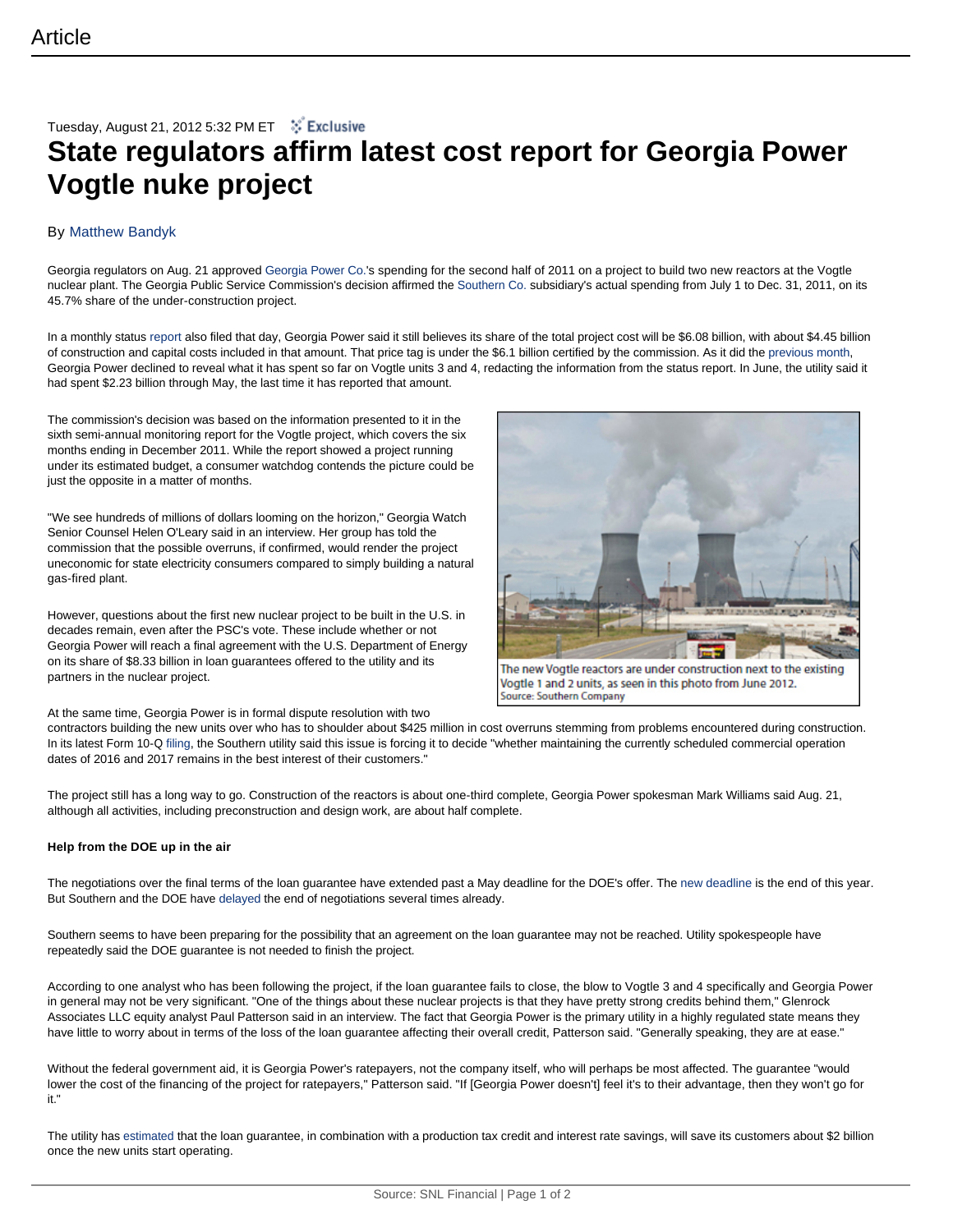# Article

Tuesday, August 21, 2012 5:32 PM ET Exclusive

# State regulators affirm latest cost report for Georgia Power Vogtle nuke project

By Matthew Bandyk

Georgia regulators on Aug. 21 approved Georgia Power Co.'s spending for the second half of 2011 on a project to build two new reactors at the Vogtle nuclear plant. The Georgia Public Service Commission's decision affirmed the Southern Co. subsidiary's actual spending from July 1 to Dec. 31, 2011, on its 45.7% share of the under-construction project.

In a monthly status report also filed that day, Georgia Power said it still believes its share of the total project cost will be $6.08 billion, with about $4.45 billion of construction and capital costs included in that amount. That price tag is under the $6.1 billion certified by the commission. As it did the previous month, Georgia Power declined to reveal what it has spent so far on Vogtle units 3 and 4, redacting the information from the status report. In June, the utility said it had spent $2.23 billion through May, the last time it has reported that amount.

The commission's decision was based on the information presented to it in the sixth semi-annual monitoring report for the Vogtle project, which covers the six months ending in December 2011. While the report showed a project running under its estimated budget, a consumer watchdog contends the picture could be just the opposite in a matter of months.

"We see hundreds of millions of dollars looming on the horizon," Georgia Watch Senior Counsel Helen O'Leary said in an interview. Her group has told the commission that the possible overruns, if confirmed, would render the project uneconomic for state electricity consumers compared to simply building a natural gas-fired plant.

However, questions about the first new nuclear project to be built in the U.S. in decades remain, even after the PSC's vote. These include whether or not Georgia Power will reach a final agreement with the U.S. Department of Energy on its share of $8.33 billion in loan guarantees offered to the utility and its partners in the nuclear project.

The new Vogtle reactors are under construction next to the existing Vogtle 1 and 2 units, as seen in this photo from June 2012.
Source: Southern Company

At the same time, Georgia Power is in formal dispute resolution with two contractors building the new units over who has to shoulder about $425 million in cost overruns stemming from problems encountered during construction. In its latest Form 10-Q filing, the Southern utility said this issue is forcing it to decide "whether maintaining the currently scheduled commercial operation dates of 2016 and 2017 remains in the best interest of their customers."

The project still has a long way to go. Construction of the reactors is about one-third complete, Georgia Power spokesman Mark Williams said Aug. 21, although all activities, including preconstruction and design work, are about half complete.

**Help from the DOE up in the air**

The negotiations over the final terms of the loan guarantee have extended past a May deadline for the DOE's offer. The new deadline is the end of this year. But Southern and the DOE have delayed the end of negotiations several times already.

Southern seems to have been preparing for the possibility that an agreement on the loan guarantee may not be reached. Utility spokespeople have repeatedly said the DOE guarantee is not needed to finish the project.

According to one analyst who has been following the project, if the loan guarantee fails to close, the blow to Vogtle 3 and 4 specifically and Georgia Power in general may not be very significant. "One of the things about these nuclear projects is that they have pretty strong credits behind them," Glenrock Associates LLC equity analyst Paul Patterson said in an interview. The fact that Georgia Power is the primary utility in a highly regulated state means they have little to worry about in terms of the loss of the loan guarantee affecting their overall credit, Patterson said. "Generally speaking, they are at ease."

Without the federal government aid, it is Georgia Power's ratepayers, not the company itself, who will perhaps be most affected. The guarantee "would lower the cost of the financing of the project for ratepayers," Patterson said. "If [Georgia Power doesn't] feel it's to their advantage, then they won't go for it."

The utility has estimated that the loan guarantee, in combination with a production tax credit and interest rate savings, will save its customers about $2 billion once the new units start operating.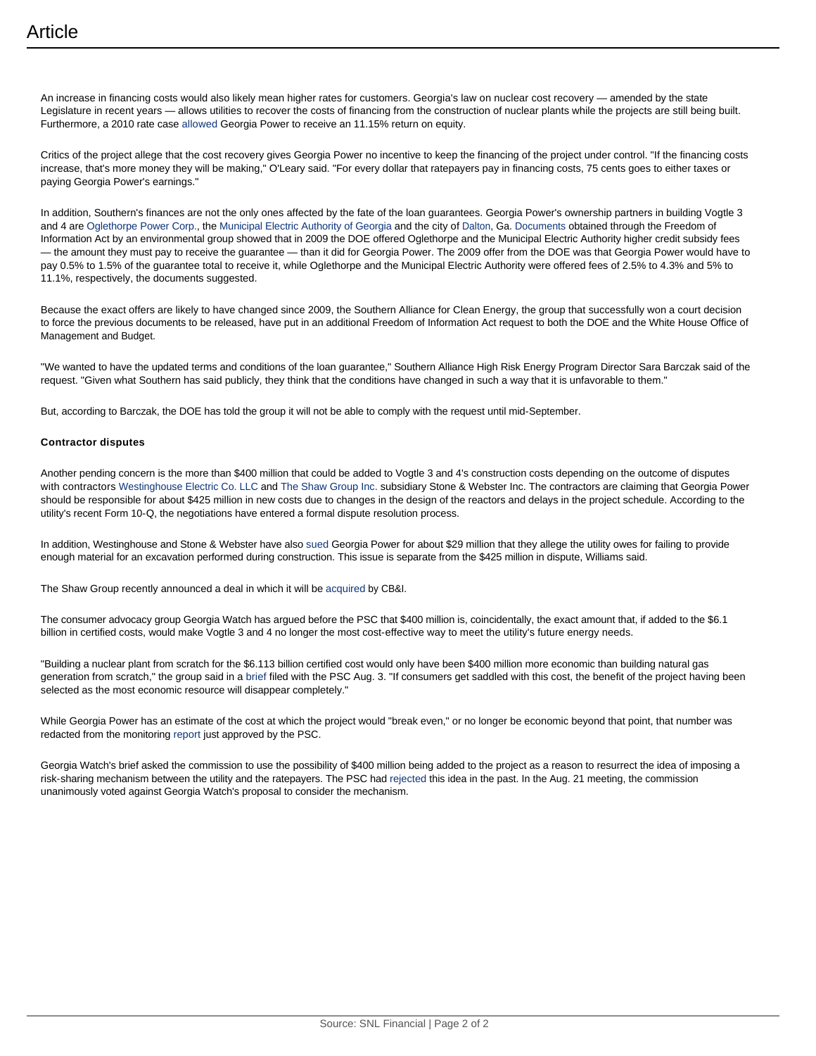# Article

An increase in financing costs would also likely mean higher rates for customers. Georgia's law on nuclear cost recovery — amended by the state Legislature in recent years — allows utilities to recover the costs of financing from the construction of nuclear plants while the projects are still being built. Furthermore, a 2010 rate case allowed Georgia Power to receive an 11.15% return on equity.

Critics of the project allege that the cost recovery gives Georgia Power no incentive to keep the financing of the project under control. "If the financing costs increase, that's more money they will be making," O'Leary said. "For every dollar that ratepayers pay in financing costs, 75 cents goes to either taxes or paying Georgia Power's earnings."

In addition, Southern's finances are not the only ones affected by the fate of the loan guarantees. Georgia Power's ownership partners in building Vogtle 3 and 4 are Oglethorpe Power Corp., the Municipal Electric Authority of Georgia and the city of Dalton, Ga. Documents obtained through the Freedom of Information Act by an environmental group showed that in 2009 the DOE offered Oglethorpe and the Municipal Electric Authority higher credit subsidy fees — the amount they must pay to receive the guarantee — than it did for Georgia Power. The 2009 offer from the DOE was that Georgia Power would have to pay 0.5% to 1.5% of the guarantee total to receive it, while Oglethorpe and the Municipal Electric Authority were offered fees of 2.5% to 4.3% and 5% to 11.1%, respectively, the documents suggested.

Because the exact offers are likely to have changed since 2009, the Southern Alliance for Clean Energy, the group that successfully won a court decision to force the previous documents to be released, have put in an additional Freedom of Information Act request to both the DOE and the White House Office of Management and Budget.

"We wanted to have the updated terms and conditions of the loan guarantee," Southern Alliance High Risk Energy Program Director Sara Barczak said of the request. "Given what Southern has said publicly, they think that the conditions have changed in such a way that it is unfavorable to them."

But, according to Barczak, the DOE has told the group it will not be able to comply with the request until mid-September.

**Contractor disputes**

Another pending concern is the more than $400 million that could be added to Vogtle 3 and 4's construction costs depending on the outcome of disputes with contractors Westinghouse Electric Co. LLC and The Shaw Group Inc. subsidiary Stone & Webster Inc. The contractors are claiming that Georgia Power should be responsible for about $425 million in new costs due to changes in the design of the reactors and delays in the project schedule. According to the utility's recent Form 10-Q, the negotiations have entered a formal dispute resolution process.

In addition, Westinghouse and Stone & Webster have also sued Georgia Power for about $29 million that they allege the utility owes for failing to provide enough material for an excavation performed during construction. This issue is separate from the $425 million in dispute, Williams said.

The Shaw Group recently announced a deal in which it will be acquired by CB&I.

The consumer advocacy group Georgia Watch has argued before the PSC that $400 million is, coincidentally, the exact amount that, if added to the $6.1 billion in certified costs, would make Vogtle 3 and 4 no longer the most cost-effective way to meet the utility's future energy needs.

"Building a nuclear plant from scratch for the $6.113 billion certified cost would only have been $400 million more economic than building natural gas generation from scratch," the group said in a brief filed with the PSC Aug. 3. "If consumers get saddled with this cost, the benefit of the project having been selected as the most economic resource will disappear completely."

While Georgia Power has an estimate of the cost at which the project would "break even," or no longer be economic beyond that point, that number was redacted from the monitoring report just approved by the PSC.

Georgia Watch's brief asked the commission to use the possibility of $400 million being added to the project as a reason to resurrect the idea of imposing a risk-sharing mechanism between the utility and the ratepayers. The PSC had rejected this idea in the past. In the Aug. 21 meeting, the commission unanimously voted against Georgia Watch's proposal to consider the mechanism.